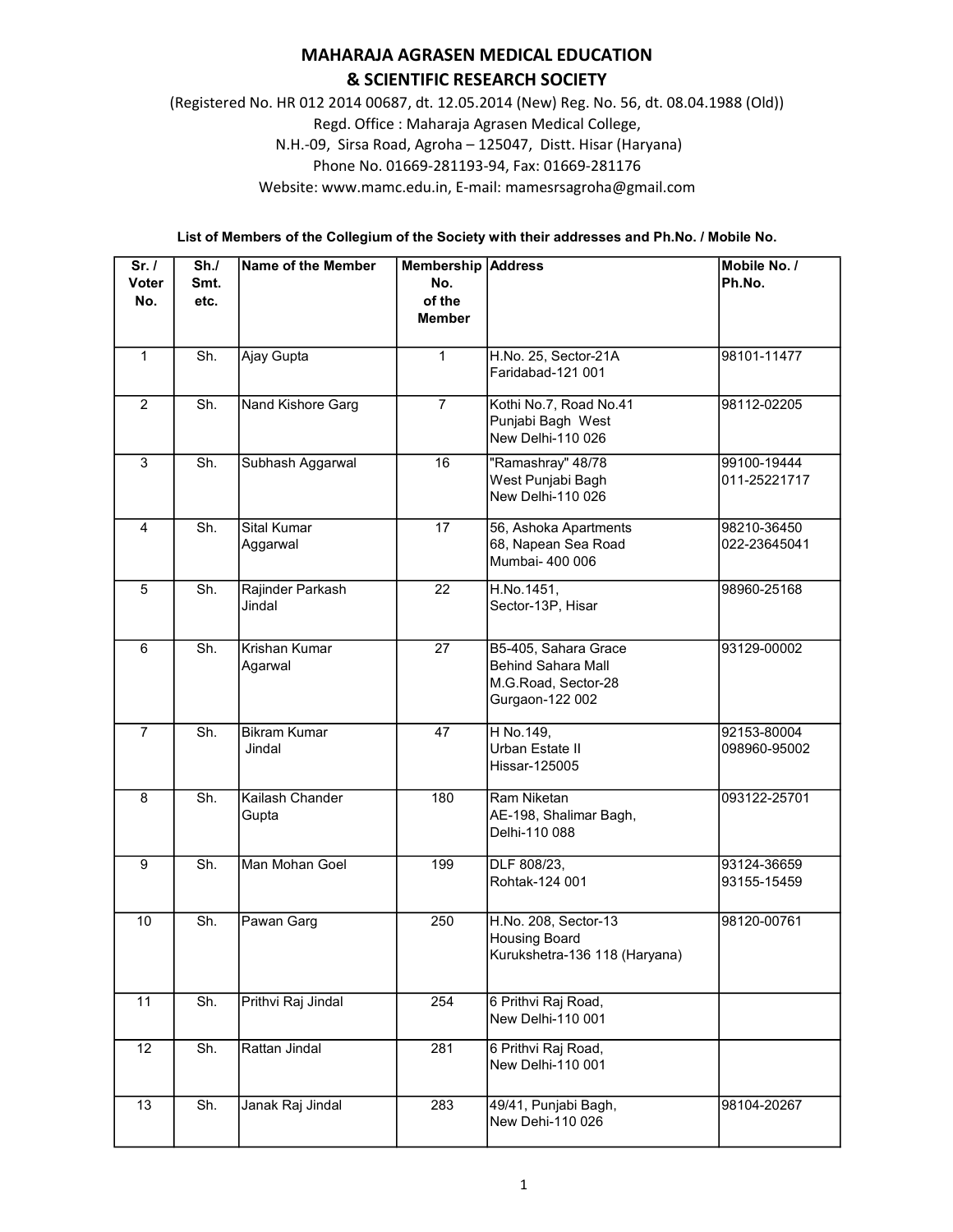# MAHARAJA AGRASEN MEDICAL EDUCATION & SCIENTIFIC RESEARCH SOCIETY

(Registered No. HR 012 2014 00687, dt. 12.05.2014 (New) Reg. No. 56, dt. 08.04.1988 (Old))
Regd. Office : Maharaja Agrasen Medical College,
N.H.-09, Sirsa Road, Agroha – 125047, Distt. Hisar (Haryana)
Phone No. 01669-281193-94, Fax: 01669-281176
Website: www.mamc.edu.in, E-mail: mamesrsagroha@gmail.com

**List of Members of the Collegium of the Society with their addresses and Ph.No. / Mobile No.**

| Sr. / Voter No. | Sh./ Smt. etc. | Name of the Member | Membership No. of the Member | Address | Mobile No. / Ph.No. |
|---|---|---|---|---|---|
| 1 | Sh. | Ajay Gupta | 1 | H.No. 25, Sector-21A Faridabad-121 001 | 98101-11477 |
| 2 | Sh. | Nand Kishore Garg | 7 | Kothi No.7, Road No.41 Punjabi Bagh West New Delhi-110 026 | 98112-02205 |
| 3 | Sh. | Subhash Aggarwal | 16 | "Ramashray" 48/78 West Punjabi Bagh New Delhi-110 026 | 99100-19444 011-25221717 |
| 4 | Sh. | Sital Kumar Aggarwal | 17 | 56, Ashoka Apartments 68, Napean Sea Road Mumbai- 400 006 | 98210-36450 022-23645041 |
| 5 | Sh. | Rajinder Parkash Jindal | 22 | H.No.1451, Sector-13P, Hisar | 98960-25168 |
| 6 | Sh. | Krishan Kumar Agarwal | 27 | B5-405, Sahara Grace Behind Sahara Mall M.G.Road, Sector-28 Gurgaon-122 002 | 93129-00002 |
| 7 | Sh. | Bikram Kumar Jindal | 47 | H No.149, Urban Estate II Hissar-125005 | 92153-80004 098960-95002 |
| 8 | Sh. | Kailash Chander Gupta | 180 | Ram Niketan AE-198, Shalimar Bagh, Delhi-110 088 | 093122-25701 |
| 9 | Sh. | Man Mohan Goel | 199 | DLF 808/23, Rohtak-124 001 | 93124-36659 93155-15459 |
| 10 | Sh. | Pawan Garg | 250 | H.No. 208, Sector-13 Housing Board Kurukshetra-136 118 (Haryana) | 98120-00761 |
| 11 | Sh. | Prithvi Raj Jindal | 254 | 6 Prithvi Raj Road, New Delhi-110 001 | |
| 12 | Sh. | Rattan Jindal | 281 | 6 Prithvi Raj Road, New Delhi-110 001 | |
| 13 | Sh. | Janak Raj Jindal | 283 | 49/41, Punjabi Bagh, New Dehi-110 026 | 98104-20267 |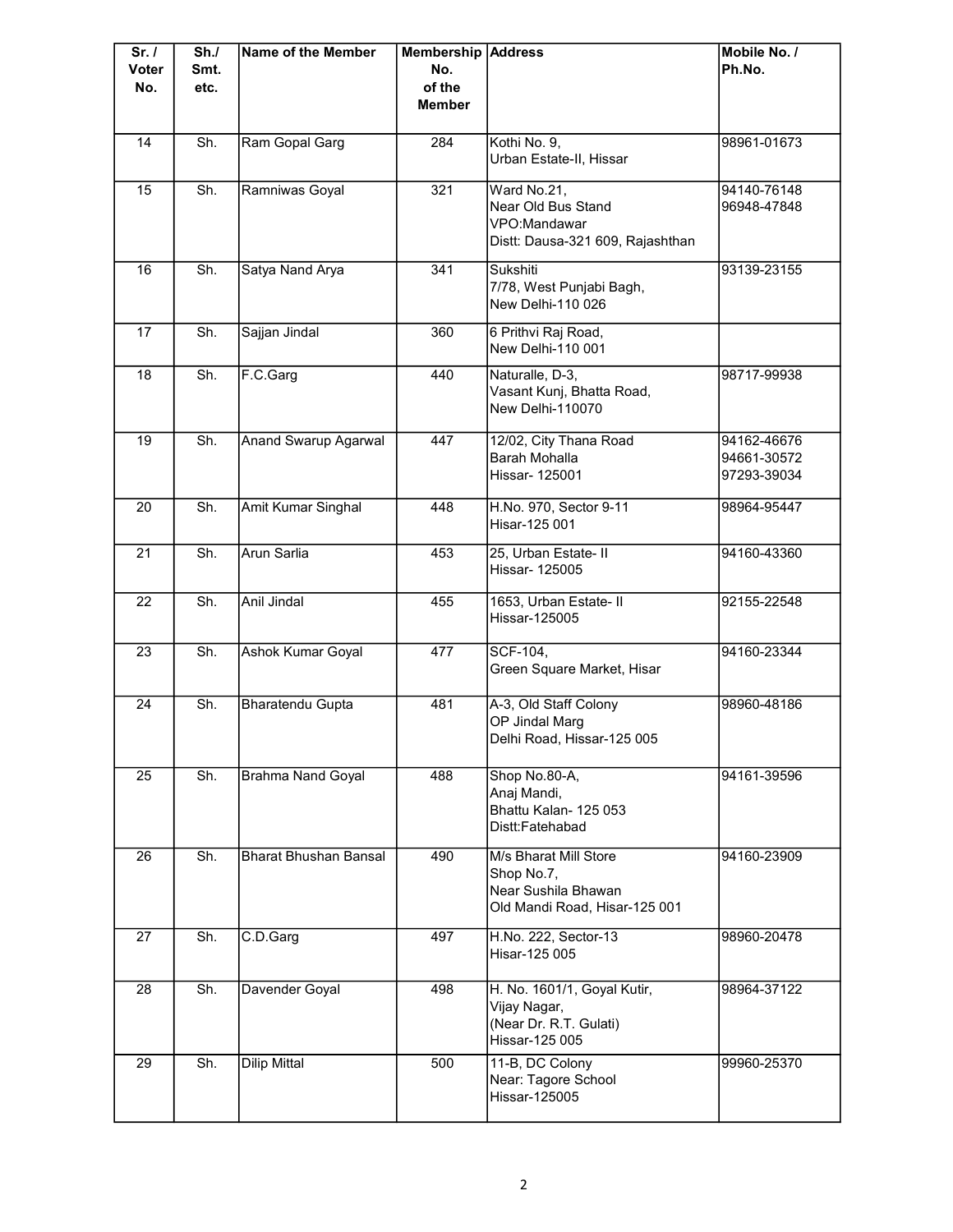| Sr. / Voter No. | Sh./ Smt. etc. | Name of the Member | Membership No. of the Member | Address | Mobile No. / Ph.No. |
|---|---|---|---|---|---|
| 14 | Sh. | Ram Gopal Garg | 284 | Kothi No. 9,<br>Urban Estate-II, Hissar | 98961-01673 |
| 15 | Sh. | Ramniwas Goyal | 321 | Ward No.21,<br>Near Old Bus Stand<br>VPO:Mandawar<br>Distt: Dausa-321 609, Rajashthan | 94140-76148<br>96948-47848 |
| 16 | Sh. | Satya Nand Arya | 341 | Sukshiti<br>7/78, West Punjabi Bagh,<br>New Delhi-110 026 | 93139-23155 |
| 17 | Sh. | Sajjan Jindal | 360 | 6 Prithvi Raj Road,<br>New Delhi-110 001 | |
| 18 | Sh. | F.C.Garg | 440 | Naturalle, D-3,<br>Vasant Kunj, Bhatta Road,<br>New Delhi-110070 | 98717-99938 |
| 19 | Sh. | Anand Swarup Agarwal | 447 | 12/02, City Thana Road<br>Barah Mohalla<br>Hissar- 125001 | 94162-46676<br>94661-30572<br>97293-39034 |
| 20 | Sh. | Amit Kumar Singhal | 448 | H.No. 970, Sector 9-11<br>Hisar-125 001 | 98964-95447 |
| 21 | Sh. | Arun Sarlia | 453 | 25, Urban Estate- II<br>Hissar- 125005 | 94160-43360 |
| 22 | Sh. | Anil Jindal | 455 | 1653, Urban Estate- II<br>Hissar-125005 | 92155-22548 |
| 23 | Sh. | Ashok Kumar Goyal | 477 | SCF-104,<br>Green Square Market, Hisar | 94160-23344 |
| 24 | Sh. | Bharatendu Gupta | 481 | A-3, Old Staff Colony<br>OP Jindal Marg<br>Delhi Road, Hissar-125 005 | 98960-48186 |
| 25 | Sh. | Brahma Nand Goyal | 488 | Shop No.80-A,<br>Anaj Mandi,<br>Bhattu Kalan- 125 053<br>Distt:Fatehabad | 94161-39596 |
| 26 | Sh. | Bharat Bhushan Bansal | 490 | M/s Bharat Mill Store<br>Shop No.7,<br>Near Sushila Bhawan<br>Old Mandi Road, Hisar-125 001 | 94160-23909 |
| 27 | Sh. | C.D.Garg | 497 | H.No. 222, Sector-13<br>Hisar-125 005 | 98960-20478 |
| 28 | Sh. | Davender Goyal | 498 | H. No. 1601/1, Goyal Kutir,<br>Vijay Nagar,<br>(Near Dr. R.T. Gulati)<br>Hissar-125 005 | 98964-37122 |
| 29 | Sh. | Dilip Mittal | 500 | 11-B, DC Colony<br>Near: Tagore School<br>Hissar-125005 | 99960-25370 |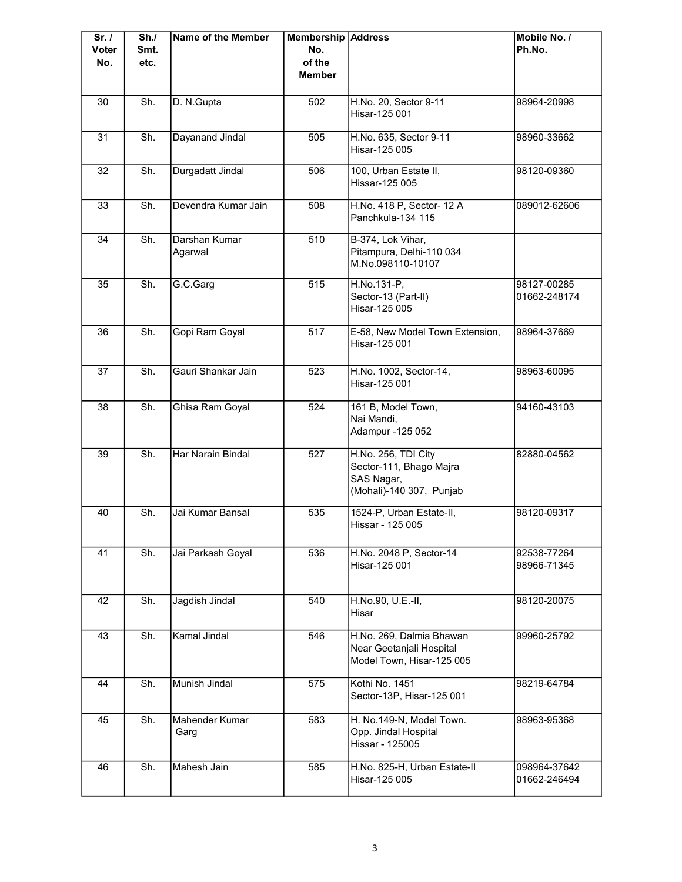| Sr. / Voter No. | Sh./ Smt. etc. | Name of the Member | Membership No. of the Member | Address | Mobile No. / Ph.No. |
|---|---|---|---|---|---|
| 30 | Sh. | D. N.Gupta | 502 | H.No. 20, Sector 9-11 Hisar-125 001 | 98964-20998 |
| 31 | Sh. | Dayanand Jindal | 505 | H.No. 635, Sector 9-11 Hisar-125 005 | 98960-33662 |
| 32 | Sh. | Durgadatt Jindal | 506 | 100, Urban Estate II, Hissar-125 005 | 98120-09360 |
| 33 | Sh. | Devendra Kumar Jain | 508 | H.No. 418 P, Sector- 12 A Panchkula-134 115 | 089012-62606 |
| 34 | Sh. | Darshan Kumar Agarwal | 510 | B-374, Lok Vihar, Pitampura, Delhi-110 034 M.No.098110-10107 | |
| 35 | Sh. | G.C.Garg | 515 | H.No.131-P, Sector-13 (Part-II) Hisar-125 005 | 98127-00285 01662-248174 |
| 36 | Sh. | Gopi Ram Goyal | 517 | E-58, New Model Town Extension, Hisar-125 001 | 98964-37669 |
| 37 | Sh. | Gauri Shankar Jain | 523 | H.No. 1002, Sector-14, Hisar-125 001 | 98963-60095 |
| 38 | Sh. | Ghisa Ram Goyal | 524 | 161 B, Model Town, Nai Mandi, Adampur -125 052 | 94160-43103 |
| 39 | Sh. | Har Narain Bindal | 527 | H.No. 256, TDI City Sector-111, Bhago Majra SAS Nagar, (Mohali)-140 307, Punjab | 82880-04562 |
| 40 | Sh. | Jai Kumar Bansal | 535 | 1524-P, Urban Estate-II, Hissar - 125 005 | 98120-09317 |
| 41 | Sh. | Jai Parkash Goyal | 536 | H.No. 2048 P, Sector-14 Hisar-125 001 | 92538-77264 98966-71345 |
| 42 | Sh. | Jagdish Jindal | 540 | H.No.90, U.E.-II, Hisar | 98120-20075 |
| 43 | Sh. | Kamal Jindal | 546 | H.No. 269, Dalmia Bhawan Near Geetanjali Hospital Model Town, Hisar-125 005 | 99960-25792 |
| 44 | Sh. | Munish Jindal | 575 | Kothi No. 1451 Sector-13P, Hisar-125 001 | 98219-64784 |
| 45 | Sh. | Mahender Kumar Garg | 583 | H. No.149-N, Model Town. Opp. Jindal Hospital Hissar - 125005 | 98963-95368 |
| 46 | Sh. | Mahesh Jain | 585 | H.No. 825-H, Urban Estate-II Hisar-125 005 | 098964-37642 01662-246494 |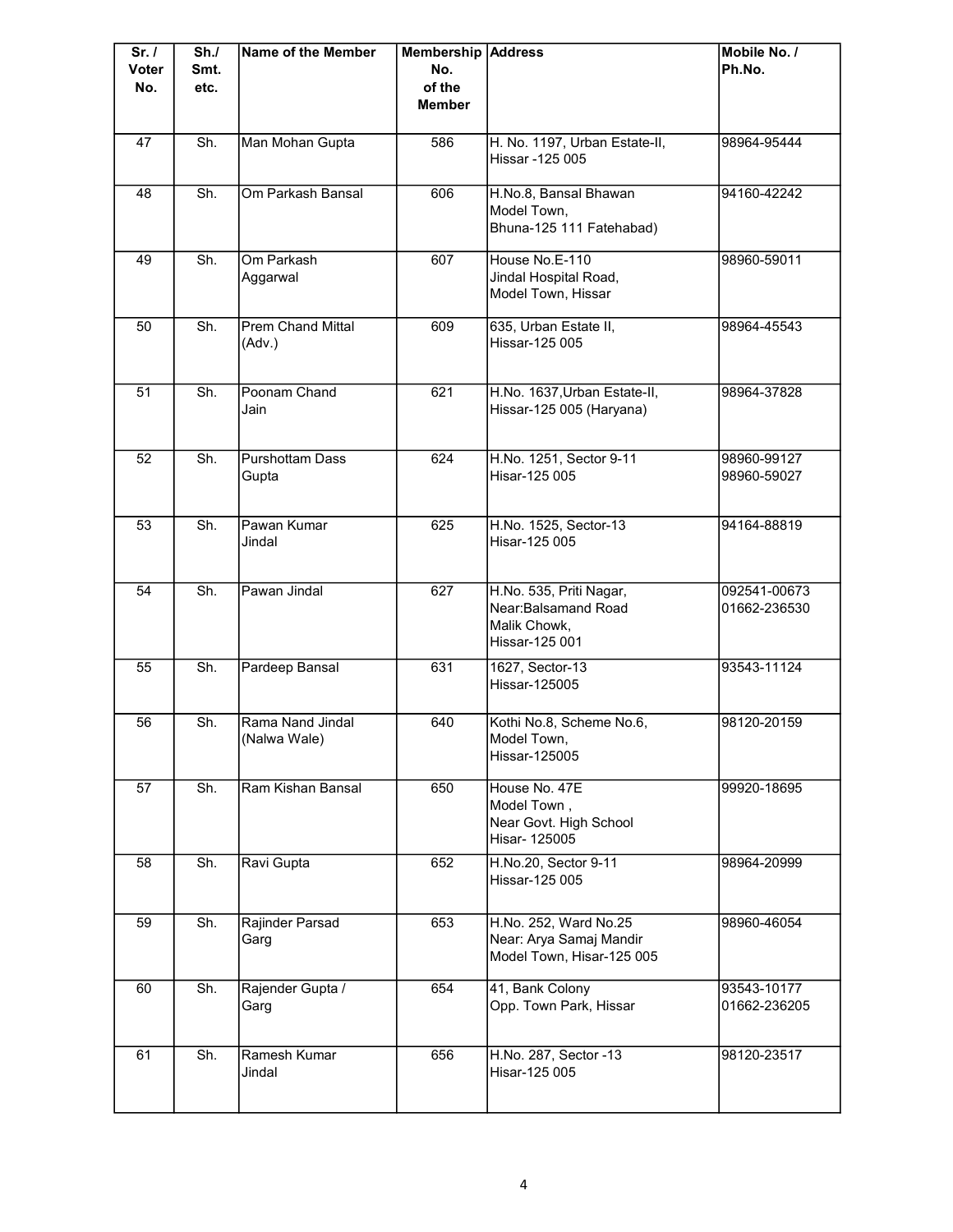| Sr. / Voter No. | Sh./ Smt. etc. | Name of the Member | Membership No. of the Member | Address | Mobile No. / Ph.No. |
|---|---|---|---|---|---|
| 47 | Sh. | Man Mohan Gupta | 586 | H. No. 1197, Urban Estate-II, Hissar -125 005 | 98964-95444 |
| 48 | Sh. | Om Parkash Bansal | 606 | H.No.8, Bansal Bhawan Model Town, Bhuna-125 111 Fatehabad) | 94160-42242 |
| 49 | Sh. | Om Parkash Aggarwal | 607 | House No.E-110 Jindal Hospital Road, Model Town, Hissar | 98960-59011 |
| 50 | Sh. | Prem Chand Mittal (Adv.) | 609 | 635, Urban Estate II, Hissar-125 005 | 98964-45543 |
| 51 | Sh. | Poonam Chand Jain | 621 | H.No. 1637,Urban Estate-II, Hissar-125 005 (Haryana) | 98964-37828 |
| 52 | Sh. | Purshottam Dass Gupta | 624 | H.No. 1251, Sector 9-11 Hisar-125 005 | 98960-99127 98960-59027 |
| 53 | Sh. | Pawan Kumar Jindal | 625 | H.No. 1525, Sector-13 Hisar-125 005 | 94164-88819 |
| 54 | Sh. | Pawan Jindal | 627 | H.No. 535, Priti Nagar, Near:Balsamand Road Malik Chowk, Hissar-125 001 | 092541-00673 01662-236530 |
| 55 | Sh. | Pardeep Bansal | 631 | 1627, Sector-13 Hissar-125005 | 93543-11124 |
| 56 | Sh. | Rama Nand Jindal (Nalwa Wale) | 640 | Kothi No.8, Scheme No.6, Model Town, Hissar-125005 | 98120-20159 |
| 57 | Sh. | Ram Kishan Bansal | 650 | House No. 47E Model Town , Near Govt. High School Hisar- 125005 | 99920-18695 |
| 58 | Sh. | Ravi Gupta | 652 | H.No.20, Sector 9-11 Hissar-125 005 | 98964-20999 |
| 59 | Sh. | Rajinder Parsad Garg | 653 | H.No. 252, Ward No.25 Near: Arya Samaj Mandir Model Town, Hisar-125 005 | 98960-46054 |
| 60 | Sh. | Rajender Gupta / Garg | 654 | 41, Bank Colony Opp. Town Park, Hissar | 93543-10177 01662-236205 |
| 61 | Sh. | Ramesh Kumar Jindal | 656 | H.No. 287, Sector -13 Hisar-125 005 | 98120-23517 |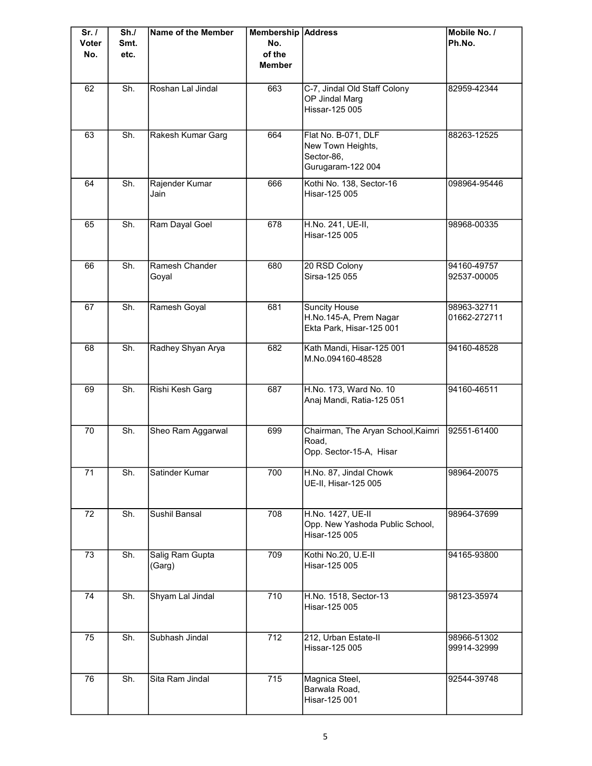| Sr. / Voter No. | Sh./ Smt. etc. | Name of the Member | Membership No. of the Member | Address | Mobile No. / Ph.No. |
|---|---|---|---|---|---|
| 62 | Sh. | Roshan Lal Jindal | 663 | C-7, Jindal Old Staff Colony<br>OP Jindal Marg<br>Hissar-125 005 | 82959-42344 |
| 63 | Sh. | Rakesh Kumar Garg | 664 | Flat No. B-071, DLF<br>New Town Heights,<br>Sector-86,<br>Gurugaram-122 004 | 88263-12525 |
| 64 | Sh. | Rajender Kumar Jain | 666 | Kothi No. 138, Sector-16<br>Hisar-125 005 | 098964-95446 |
| 65 | Sh. | Ram Dayal Goel | 678 | H.No. 241, UE-II,<br>Hisar-125 005 | 98968-00335 |
| 66 | Sh. | Ramesh Chander Goyal | 680 | 20 RSD Colony<br>Sirsa-125 055 | 94160-49757<br>92537-00005 |
| 67 | Sh. | Ramesh Goyal | 681 | Suncity House<br>H.No.145-A, Prem Nagar<br>Ekta Park, Hisar-125 001 | 98963-32711<br>01662-272711 |
| 68 | Sh. | Radhey Shyan Arya | 682 | Kath Mandi, Hisar-125 001<br>M.No.094160-48528 | 94160-48528 |
| 69 | Sh. | Rishi Kesh Garg | 687 | H.No. 173, Ward No. 10<br>Anaj Mandi, Ratia-125 051 | 94160-46511 |
| 70 | Sh. | Sheo Ram Aggarwal | 699 | Chairman, The Aryan School,Kaimri Road,<br>Opp. Sector-15-A, Hisar | 92551-61400 |
| 71 | Sh. | Satinder Kumar | 700 | H.No. 87, Jindal Chowk<br>UE-II, Hisar-125 005 | 98964-20075 |
| 72 | Sh. | Sushil Bansal | 708 | H.No. 1427, UE-II<br>Opp. New Yashoda Public School,<br>Hisar-125 005 | 98964-37699 |
| 73 | Sh. | Salig Ram Gupta (Garg) | 709 | Kothi No.20, U.E-II<br>Hisar-125 005 | 94165-93800 |
| 74 | Sh. | Shyam Lal Jindal | 710 | H.No. 1518, Sector-13<br>Hisar-125 005 | 98123-35974 |
| 75 | Sh. | Subhash Jindal | 712 | 212, Urban Estate-II<br>Hissar-125 005 | 98966-51302<br>99914-32999 |
| 76 | Sh. | Sita Ram Jindal | 715 | Magnica Steel,<br>Barwala Road,<br>Hisar-125 001 | 92544-39748 |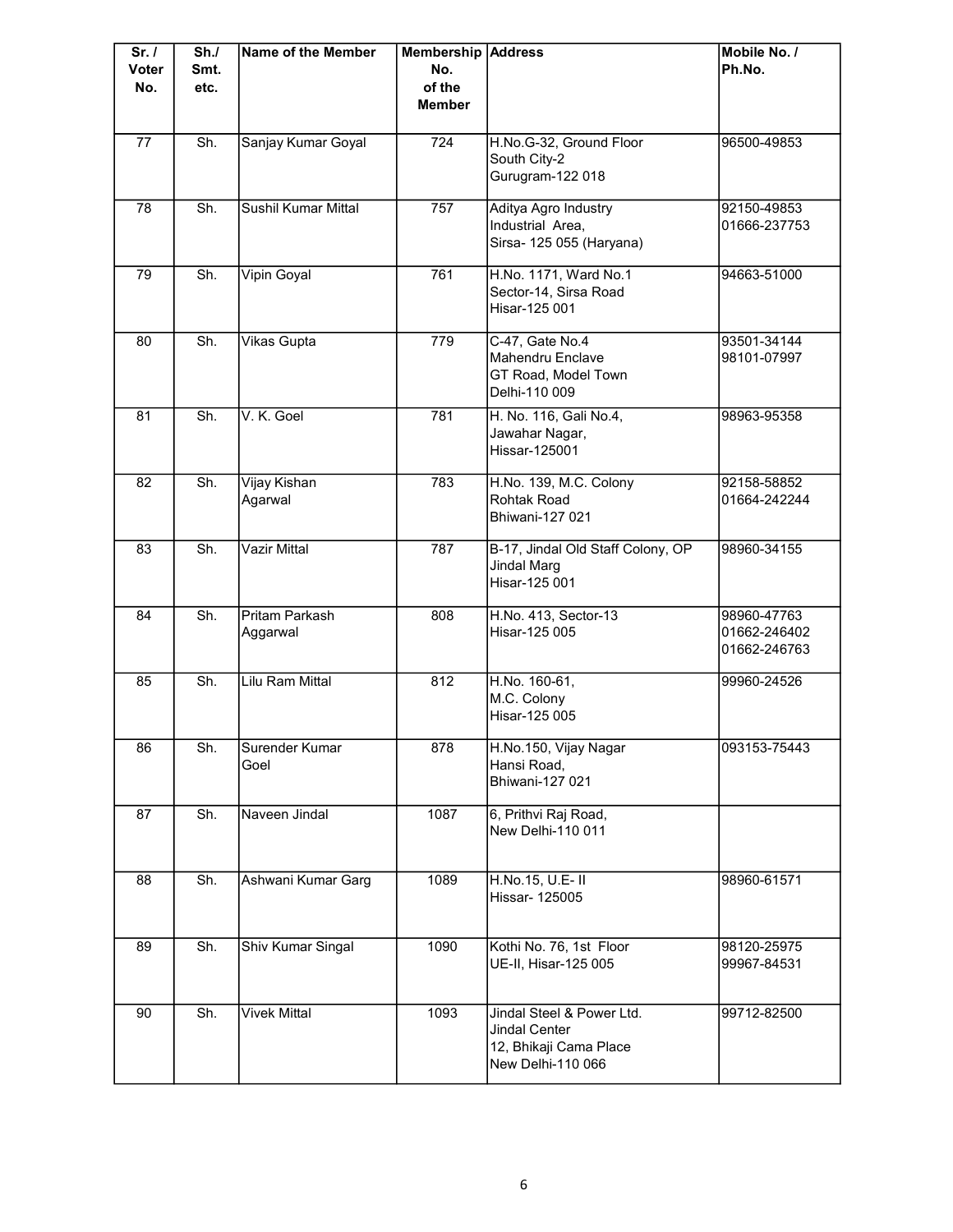| Sr. / Voter No. | Sh./ Smt. etc. | Name of the Member | Membership No. of the Member | Address | Mobile No. / Ph.No. |
|---|---|---|---|---|---|
| 77 | Sh. | Sanjay Kumar Goyal | 724 | H.No.G-32, Ground Floor<br>South City-2<br>Gurugram-122 018 | 96500-49853 |
| 78 | Sh. | Sushil Kumar Mittal | 757 | Aditya Agro Industry<br>Industrial Area,<br>Sirsa- 125 055 (Haryana) | 92150-49853<br>01666-237753 |
| 79 | Sh. | Vipin Goyal | 761 | H.No. 1171, Ward No.1<br>Sector-14, Sirsa Road<br>Hisar-125 001 | 94663-51000 |
| 80 | Sh. | Vikas Gupta | 779 | C-47, Gate No.4<br>Mahendru Enclave<br>GT Road, Model Town<br>Delhi-110 009 | 93501-34144<br>98101-07997 |
| 81 | Sh. | V. K. Goel | 781 | H. No. 116, Gali No.4,<br>Jawahar Nagar,<br>Hissar-125001 | 98963-95358 |
| 82 | Sh. | Vijay Kishan Agarwal | 783 | H.No. 139, M.C. Colony<br>Rohtak Road<br>Bhiwani-127 021 | 92158-58852<br>01664-242244 |
| 83 | Sh. | Vazir Mittal | 787 | B-17, Jindal Old Staff Colony, OP Jindal Marg<br>Hisar-125 001 | 98960-34155 |
| 84 | Sh. | Pritam Parkash Aggarwal | 808 | H.No. 413, Sector-13<br>Hisar-125 005 | 98960-47763<br>01662-246402<br>01662-246763 |
| 85 | Sh. | Lilu Ram Mittal | 812 | H.No. 160-61,<br>M.C. Colony<br>Hisar-125 005 | 99960-24526 |
| 86 | Sh. | Surender Kumar Goel | 878 | H.No.150, Vijay Nagar<br>Hansi Road,<br>Bhiwani-127 021 | 093153-75443 |
| 87 | Sh. | Naveen Jindal | 1087 | 6, Prithvi Raj Road,<br>New Delhi-110 011 | |
| 88 | Sh. | Ashwani Kumar Garg | 1089 | H.No.15, U.E- II<br>Hissar- 125005 | 98960-61571 |
| 89 | Sh. | Shiv Kumar Singal | 1090 | Kothi No. 76, 1st Floor<br>UE-II, Hisar-125 005 | 98120-25975<br>99967-84531 |
| 90 | Sh. | Vivek Mittal | 1093 | Jindal Steel & Power Ltd.<br>Jindal Center<br>12, Bhikaji Cama Place<br>New Delhi-110 066 | 99712-82500 |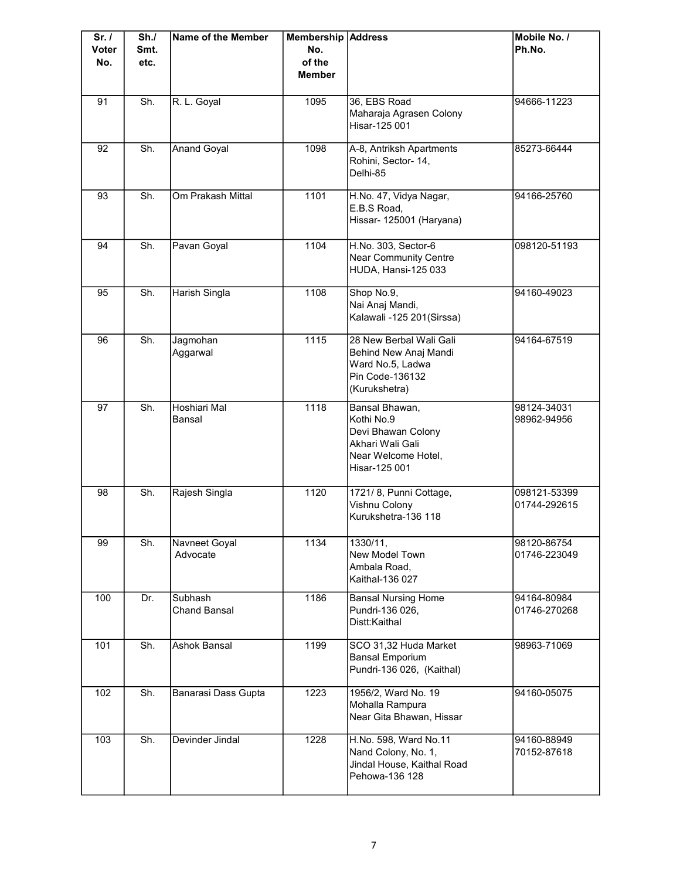| Sr. / Voter No. | Sh./ Smt. etc. | Name of the Member | Membership No. of the Member | Address | Mobile No. / Ph.No. |
|---|---|---|---|---|---|
| 91 | Sh. | R. L. Goyal | 1095 | 36, EBS Road<br>Maharaja Agrasen Colony<br>Hisar-125 001 | 94666-11223 |
| 92 | Sh. | Anand Goyal | 1098 | A-8, Antriksh Apartments<br>Rohini, Sector- 14,<br>Delhi-85 | 85273-66444 |
| 93 | Sh. | Om Prakash Mittal | 1101 | H.No. 47, Vidya Nagar,<br>E.B.S Road,<br>Hissar- 125001 (Haryana) | 94166-25760 |
| 94 | Sh. | Pavan Goyal | 1104 | H.No. 303, Sector-6<br>Near Community Centre<br>HUDA, Hansi-125 033 | 098120-51193 |
| 95 | Sh. | Harish Singla | 1108 | Shop No.9,<br>Nai Anaj Mandi,<br>Kalawali -125 201(Sirssa) | 94160-49023 |
| 96 | Sh. | Jagmohan Aggarwal | 1115 | 28 New Berbal Wali Gali<br>Behind New Anaj Mandi<br>Ward No.5, Ladwa<br>Pin Code-136132<br>(Kurukshetra) | 94164-67519 |
| 97 | Sh. | Hoshiari Mal Bansal | 1118 | Bansal Bhawan,<br>Kothi No.9<br>Devi Bhawan Colony<br>Akhari Wali Gali<br>Near Welcome Hotel,<br>Hisar-125 001 | 98124-34031<br>98962-94956 |
| 98 | Sh. | Rajesh Singla | 1120 | 1721/ 8, Punni Cottage,<br>Vishnu Colony<br>Kurukshetra-136 118 | 098121-53399<br>01744-292615 |
| 99 | Sh. | Navneet Goyal Advocate | 1134 | 1330/11,<br>New Model Town<br>Ambala Road,<br>Kaithal-136 027 | 98120-86754<br>01746-223049 |
| 100 | Dr. | Subhash Chand Bansal | 1186 | Bansal Nursing Home<br>Pundri-136 026,<br>Distt:Kaithal | 94164-80984<br>01746-270268 |
| 101 | Sh. | Ashok Bansal | 1199 | SCO 31,32 Huda Market<br>Bansal Emporium<br>Pundri-136 026, (Kaithal) | 98963-71069 |
| 102 | Sh. | Banarasi Dass Gupta | 1223 | 1956/2, Ward No. 19<br>Mohalla Rampura<br>Near Gita Bhawan, Hissar | 94160-05075 |
| 103 | Sh. | Devinder Jindal | 1228 | H.No. 598, Ward No.11<br>Nand Colony, No. 1,<br>Jindal House, Kaithal Road<br>Pehowa-136 128 | 94160-88949<br>70152-87618 |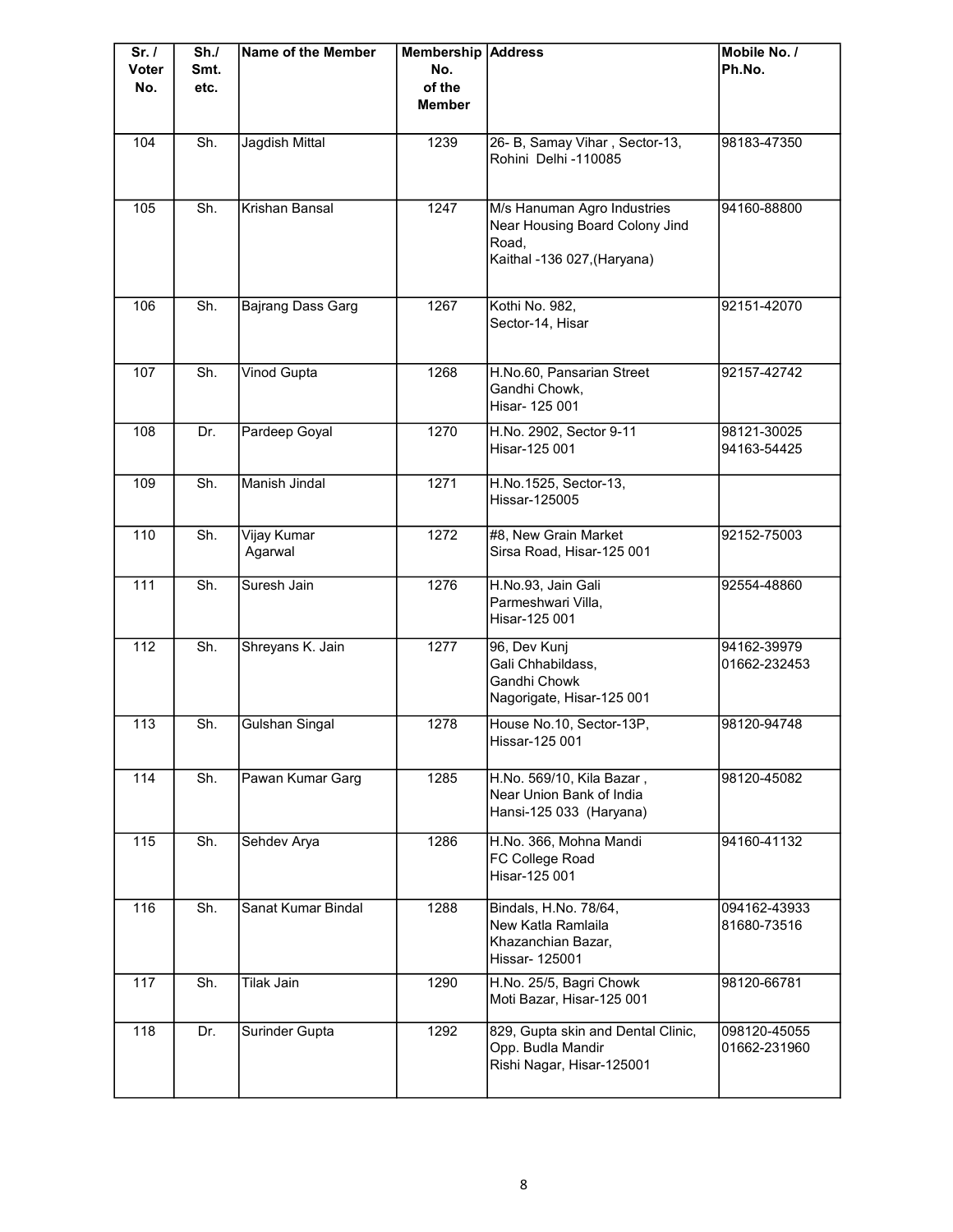| Sr. / Voter No. | Sh./ Smt. etc. | Name of the Member | Membership No. of the Member | Address | Mobile No. / Ph.No. |
|---|---|---|---|---|---|
| 104 | Sh. | Jagdish Mittal | 1239 | 26- B, Samay Vihar , Sector-13, Rohini Delhi -110085 | 98183-47350 |
| 105 | Sh. | Krishan Bansal | 1247 | M/s Hanuman Agro Industries Near Housing Board Colony Jind Road, Kaithal -136 027,(Haryana) | 94160-88800 |
| 106 | Sh. | Bajrang Dass Garg | 1267 | Kothi No. 982, Sector-14, Hisar | 92151-42070 |
| 107 | Sh. | Vinod Gupta | 1268 | H.No.60, Pansarian Street Gandhi Chowk, Hisar- 125 001 | 92157-42742 |
| 108 | Dr. | Pardeep Goyal | 1270 | H.No. 2902, Sector 9-11 Hisar-125 001 | 98121-30025 94163-54425 |
| 109 | Sh. | Manish Jindal | 1271 | H.No.1525, Sector-13, Hissar-125005 | |
| 110 | Sh. | Vijay Kumar Agarwal | 1272 | #8, New Grain Market Sirsa Road, Hisar-125 001 | 92152-75003 |
| 111 | Sh. | Suresh Jain | 1276 | H.No.93, Jain Gali Parmeshwari Villa, Hisar-125 001 | 92554-48860 |
| 112 | Sh. | Shreyans K. Jain | 1277 | 96, Dev Kunj Gali Chhabildass, Gandhi Chowk Nagorigate, Hisar-125 001 | 94162-39979 01662-232453 |
| 113 | Sh. | Gulshan Singal | 1278 | House No.10, Sector-13P, Hissar-125 001 | 98120-94748 |
| 114 | Sh. | Pawan Kumar Garg | 1285 | H.No. 569/10, Kila Bazar , Near Union Bank of India Hansi-125 033 (Haryana) | 98120-45082 |
| 115 | Sh. | Sehdev Arya | 1286 | H.No. 366, Mohna Mandi FC College Road Hisar-125 001 | 94160-41132 |
| 116 | Sh. | Sanat Kumar Bindal | 1288 | Bindals, H.No. 78/64, New Katla Ramlaila Khazanchian Bazar, Hissar- 125001 | 094162-43933 81680-73516 |
| 117 | Sh. | Tilak Jain | 1290 | H.No. 25/5, Bagri Chowk Moti Bazar, Hisar-125 001 | 98120-66781 |
| 118 | Dr. | Surinder Gupta | 1292 | 829, Gupta skin and Dental Clinic, Opp. Budla Mandir Rishi Nagar, Hisar-125001 | 098120-45055 01662-231960 |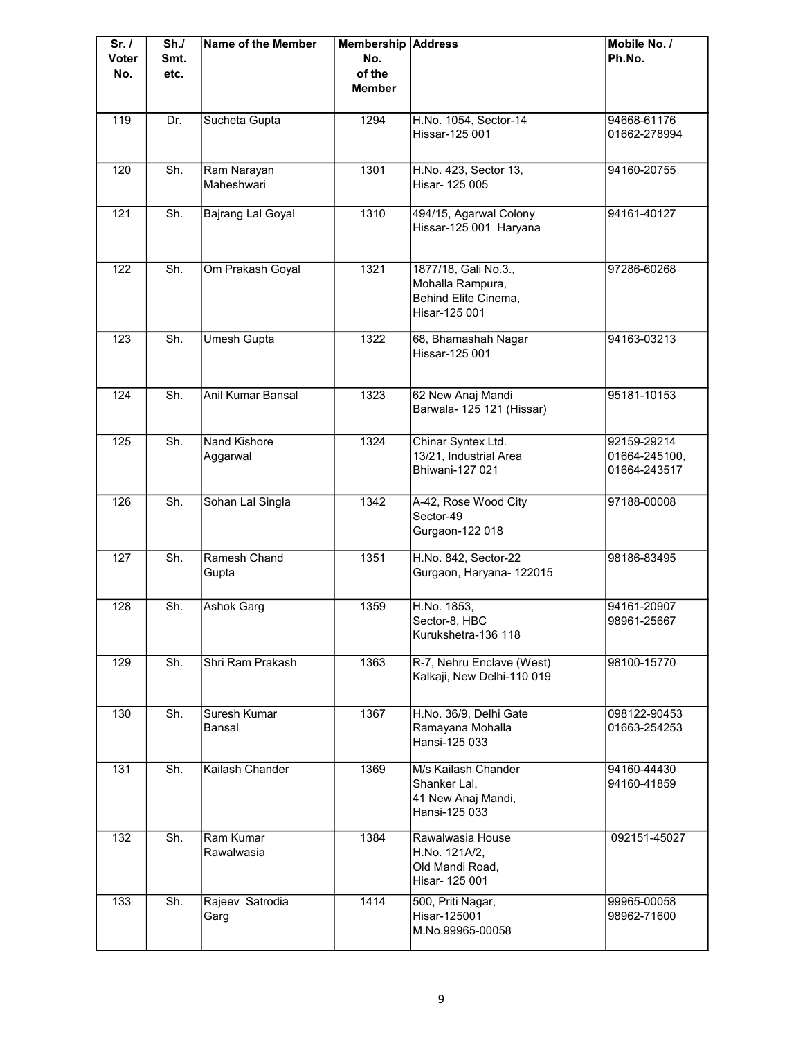| Sr. / Voter No. | Sh./ Smt. etc. | Name of the Member | Membership No. of the Member | Address | Mobile No. / Ph.No. |
|---|---|---|---|---|---|
| 119 | Dr. | Sucheta Gupta | 1294 | H.No. 1054, Sector-14<br>Hissar-125 001 | 94668-61176<br>01662-278994 |
| 120 | Sh. | Ram Narayan Maheshwari | 1301 | H.No. 423, Sector 13,<br>Hisar- 125 005 | 94160-20755 |
| 121 | Sh. | Bajrang Lal Goyal | 1310 | 494/15, Agarwal Colony<br>Hissar-125 001 Haryana | 94161-40127 |
| 122 | Sh. | Om Prakash Goyal | 1321 | 1877/18, Gali No.3.,<br>Mohalla Rampura,<br>Behind Elite Cinema,<br>Hisar-125 001 | 97286-60268 |
| 123 | Sh. | Umesh Gupta | 1322 | 68, Bhamashah Nagar<br>Hissar-125 001 | 94163-03213 |
| 124 | Sh. | Anil Kumar Bansal | 1323 | 62 New Anaj Mandi<br>Barwala- 125 121 (Hissar) | 95181-10153 |
| 125 | Sh. | Nand Kishore Aggarwal | 1324 | Chinar Syntex Ltd.<br>13/21, Industrial Area<br>Bhiwani-127 021 | 92159-29214<br>01664-245100,<br>01664-243517 |
| 126 | Sh. | Sohan Lal Singla | 1342 | A-42, Rose Wood City<br>Sector-49<br>Gurgaon-122 018 | 97188-00008 |
| 127 | Sh. | Ramesh Chand Gupta | 1351 | H.No. 842, Sector-22<br>Gurgaon, Haryana- 122015 | 98186-83495 |
| 128 | Sh. | Ashok Garg | 1359 | H.No. 1853,<br>Sector-8, HBC<br>Kurukshetra-136 118 | 94161-20907<br>98961-25667 |
| 129 | Sh. | Shri Ram Prakash | 1363 | R-7, Nehru Enclave (West)<br>Kalkaji, New Delhi-110 019 | 98100-15770 |
| 130 | Sh. | Suresh Kumar Bansal | 1367 | H.No. 36/9, Delhi Gate<br>Ramayana Mohalla<br>Hansi-125 033 | 098122-90453<br>01663-254253 |
| 131 | Sh. | Kailash Chander | 1369 | M/s Kailash Chander<br>Shanker Lal,<br>41 New Anaj Mandi,<br>Hansi-125 033 | 94160-44430<br>94160-41859 |
| 132 | Sh. | Ram Kumar Rawalwasia | 1384 | Rawalwasia House<br>H.No. 121A/2,<br>Old Mandi Road,<br>Hisar- 125 001 | 092151-45027 |
| 133 | Sh. | Rajeev Satrodia Garg | 1414 | 500, Priti Nagar,<br>Hisar-125001<br>M.No.99965-00058 | 99965-00058<br>98962-71600 |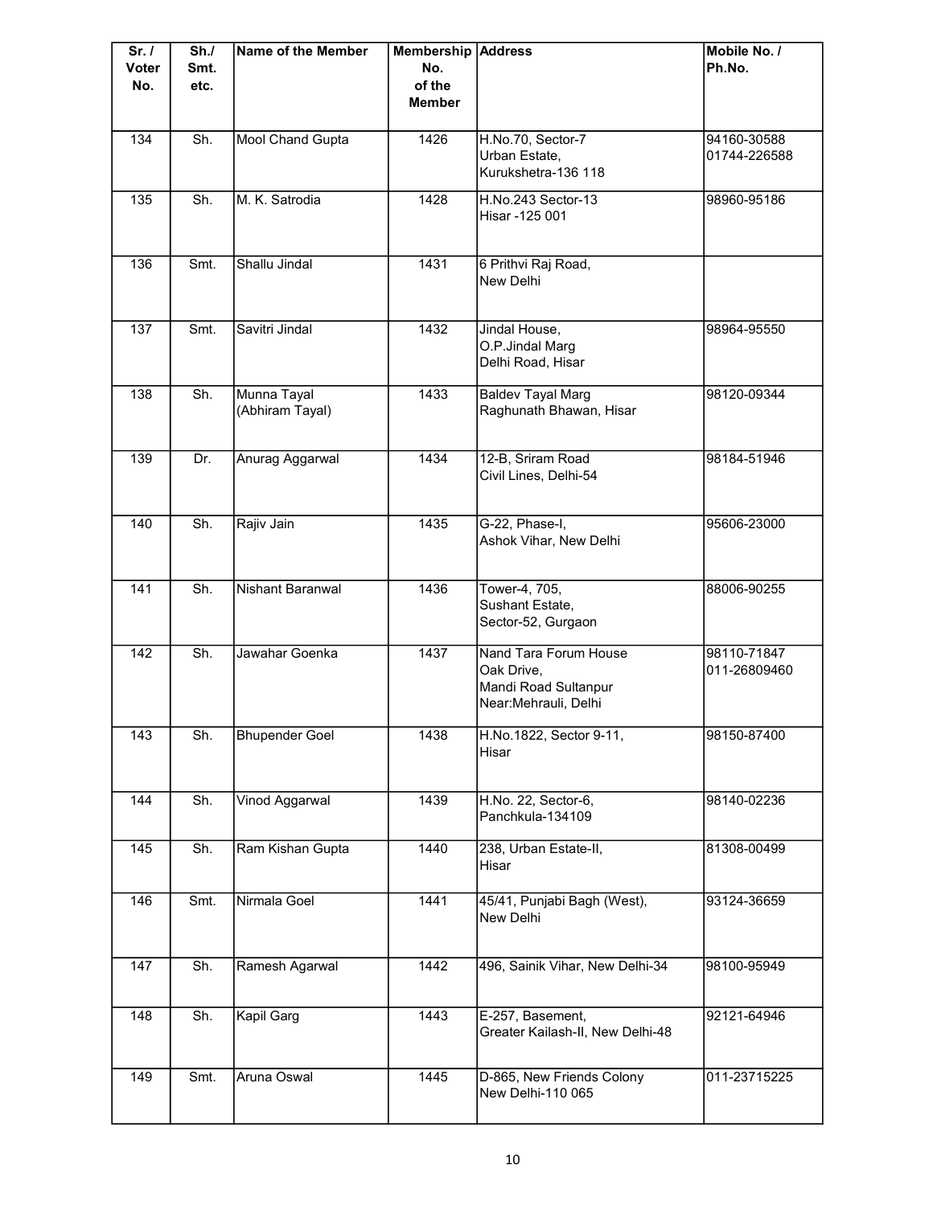| Sr. / Voter No. | Sh./ Smt. etc. | Name of the Member | Membership No. of the Member | Address | Mobile No. / Ph.No. |
|---|---|---|---|---|---|
| 134 | Sh. | Mool Chand Gupta | 1426 | H.No.70, Sector-7<br>Urban Estate,<br>Kurukshetra-136 118 | 94160-30588<br>01744-226588 |
| 135 | Sh. | M. K. Satrodia | 1428 | H.No.243 Sector-13<br>Hisar -125 001 | 98960-95186 |
| 136 | Smt. | Shallu Jindal | 1431 | 6 Prithvi Raj Road,<br>New Delhi | |
| 137 | Smt. | Savitri Jindal | 1432 | Jindal House,<br>O.P.Jindal Marg<br>Delhi Road, Hisar | 98964-95550 |
| 138 | Sh. | Munna Tayal<br>(Abhiram Tayal) | 1433 | Baldev Tayal Marg<br>Raghunath Bhawan, Hisar | 98120-09344 |
| 139 | Dr. | Anurag Aggarwal | 1434 | 12-B, Sriram Road<br>Civil Lines, Delhi-54 | 98184-51946 |
| 140 | Sh. | Rajiv Jain | 1435 | G-22, Phase-I,<br>Ashok Vihar, New Delhi | 95606-23000 |
| 141 | Sh. | Nishant Baranwal | 1436 | Tower-4, 705,<br>Sushant Estate,<br>Sector-52, Gurgaon | 88006-90255 |
| 142 | Sh. | Jawahar Goenka | 1437 | Nand Tara Forum House<br>Oak Drive,<br>Mandi Road Sultanpur<br>Near:Mehrauli, Delhi | 98110-71847<br>011-26809460 |
| 143 | Sh. | Bhupender Goel | 1438 | H.No.1822, Sector 9-11,<br>Hisar | 98150-87400 |
| 144 | Sh. | Vinod Aggarwal | 1439 | H.No. 22, Sector-6,<br>Panchkula-134109 | 98140-02236 |
| 145 | Sh. | Ram Kishan Gupta | 1440 | 238, Urban Estate-II,<br>Hisar | 81308-00499 |
| 146 | Smt. | Nirmala Goel | 1441 | 45/41, Punjabi Bagh (West),<br>New Delhi | 93124-36659 |
| 147 | Sh. | Ramesh Agarwal | 1442 | 496, Sainik Vihar, New Delhi-34 | 98100-95949 |
| 148 | Sh. | Kapil Garg | 1443 | E-257, Basement,<br>Greater Kailash-II, New Delhi-48 | 92121-64946 |
| 149 | Smt. | Aruna Oswal | 1445 | D-865, New Friends Colony<br>New Delhi-110 065 | 011-23715225 |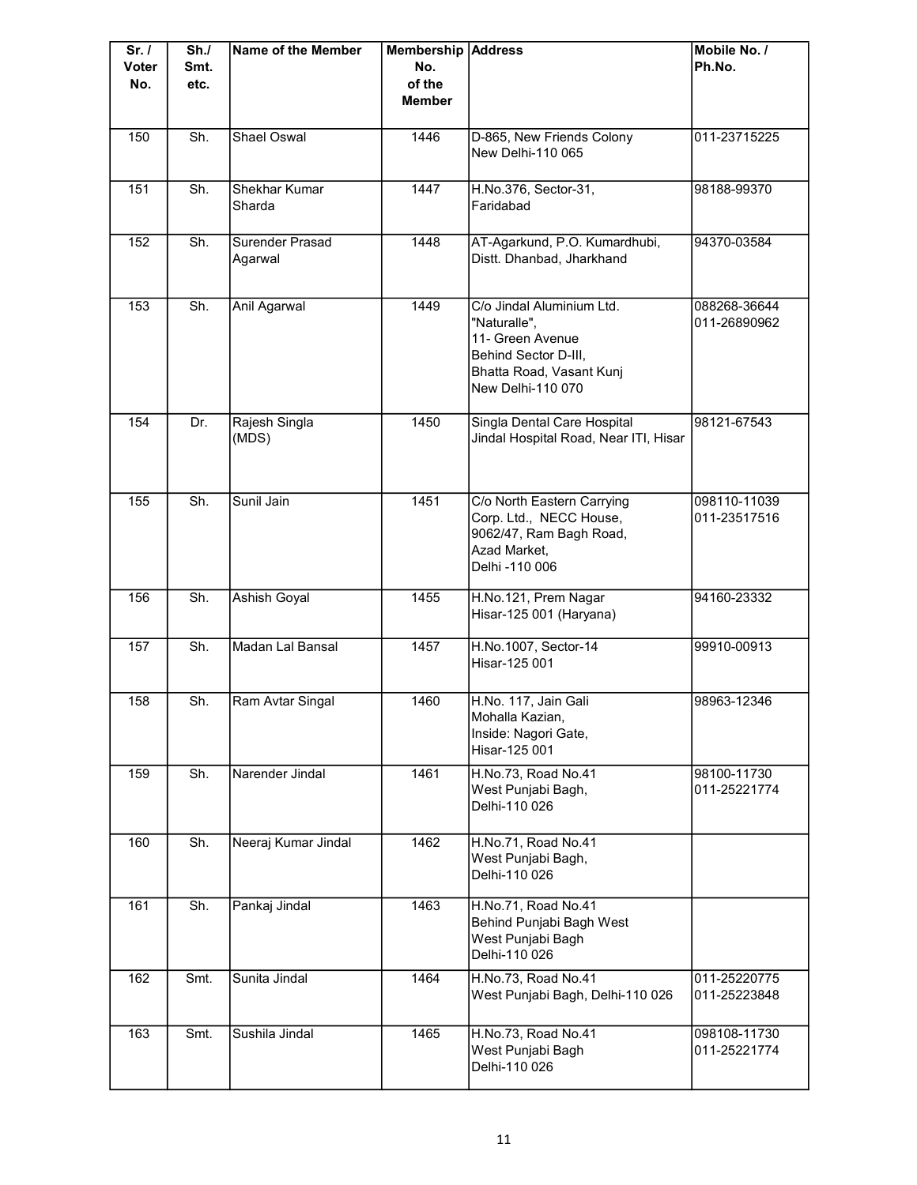| Sr. / Voter No. | Sh./ Smt. etc. | Name of the Member | Membership No. of the Member | Address | Mobile No. / Ph.No. |
|---|---|---|---|---|---|
| 150 | Sh. | Shael Oswal | 1446 | D-865, New Friends Colony New Delhi-110 065 | 011-23715225 |
| 151 | Sh. | Shekhar Kumar Sharda | 1447 | H.No.376, Sector-31, Faridabad | 98188-99370 |
| 152 | Sh. | Surender Prasad Agarwal | 1448 | AT-Agarkund, P.O. Kumardhubi, Distt. Dhanbad, Jharkhand | 94370-03584 |
| 153 | Sh. | Anil Agarwal | 1449 | C/o Jindal Aluminium Ltd. "Naturalle", 11- Green Avenue Behind Sector D-III, Bhatta Road, Vasant Kunj New Delhi-110 070 | 088268-36644 011-26890962 |
| 154 | Dr. | Rajesh Singla (MDS) | 1450 | Singla Dental Care Hospital Jindal Hospital Road, Near ITI, Hisar | 98121-67543 |
| 155 | Sh. | Sunil Jain | 1451 | C/o North Eastern Carrying Corp. Ltd., NECC House, 9062/47, Ram Bagh Road, Azad Market, Delhi -110 006 | 098110-11039 011-23517516 |
| 156 | Sh. | Ashish Goyal | 1455 | H.No.121, Prem Nagar Hisar-125 001 (Haryana) | 94160-23332 |
| 157 | Sh. | Madan Lal Bansal | 1457 | H.No.1007, Sector-14 Hisar-125 001 | 99910-00913 |
| 158 | Sh. | Ram Avtar Singal | 1460 | H.No. 117, Jain Gali Mohalla Kazian, Inside: Nagori Gate, Hisar-125 001 | 98963-12346 |
| 159 | Sh. | Narender Jindal | 1461 | H.No.73, Road No.41 West Punjabi Bagh, Delhi-110 026 | 98100-11730 011-25221774 |
| 160 | Sh. | Neeraj Kumar Jindal | 1462 | H.No.71, Road No.41 West Punjabi Bagh, Delhi-110 026 | |
| 161 | Sh. | Pankaj Jindal | 1463 | H.No.71, Road No.41 Behind Punjabi Bagh West West Punjabi Bagh Delhi-110 026 | |
| 162 | Smt. | Sunita Jindal | 1464 | H.No.73, Road No.41 West Punjabi Bagh, Delhi-110 026 | 011-25220775 011-25223848 |
| 163 | Smt. | Sushila Jindal | 1465 | H.No.73, Road No.41 West Punjabi Bagh Delhi-110 026 | 098108-11730 011-25221774 |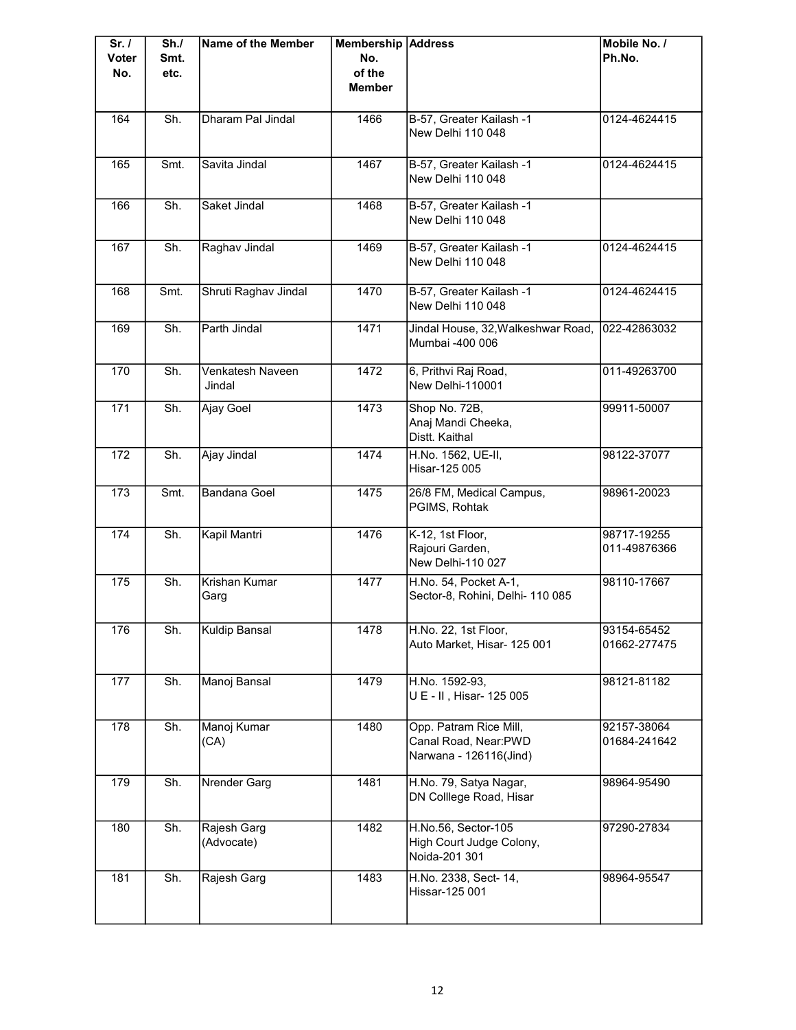| Sr. / Voter No. | Sh./ Smt. etc. | Name of the Member | Membership No. of the Member | Address | Mobile No. / Ph.No. |
|---|---|---|---|---|---|
| 164 | Sh. | Dharam Pal Jindal | 1466 | B-57, Greater Kailash -1 New Delhi 110 048 | 0124-4624415 |
| 165 | Smt. | Savita Jindal | 1467 | B-57, Greater Kailash -1 New Delhi 110 048 | 0124-4624415 |
| 166 | Sh. | Saket Jindal | 1468 | B-57, Greater Kailash -1 New Delhi 110 048 | |
| 167 | Sh. | Raghav Jindal | 1469 | B-57, Greater Kailash -1 New Delhi 110 048 | 0124-4624415 |
| 168 | Smt. | Shruti Raghav Jindal | 1470 | B-57, Greater Kailash -1 New Delhi 110 048 | 0124-4624415 |
| 169 | Sh. | Parth Jindal | 1471 | Jindal House, 32,Walkeshwar Road, Mumbai -400 006 | 022-42863032 |
| 170 | Sh. | Venkatesh Naveen Jindal | 1472 | 6, Prithvi Raj Road, New Delhi-110001 | 011-49263700 |
| 171 | Sh. | Ajay Goel | 1473 | Shop No. 72B, Anaj Mandi Cheeka, Distt. Kaithal | 99911-50007 |
| 172 | Sh. | Ajay Jindal | 1474 | H.No. 1562, UE-II, Hisar-125 005 | 98122-37077 |
| 173 | Smt. | Bandana Goel | 1475 | 26/8 FM, Medical Campus, PGIMS, Rohtak | 98961-20023 |
| 174 | Sh. | Kapil Mantri | 1476 | K-12, 1st Floor, Rajouri Garden, New Delhi-110 027 | 98717-19255 011-49876366 |
| 175 | Sh. | Krishan Kumar Garg | 1477 | H.No. 54, Pocket A-1, Sector-8, Rohini, Delhi- 110 085 | 98110-17667 |
| 176 | Sh. | Kuldip Bansal | 1478 | H.No. 22, 1st Floor, Auto Market, Hisar- 125 001 | 93154-65452 01662-277475 |
| 177 | Sh. | Manoj Bansal | 1479 | H.No. 1592-93, U E - II , Hisar- 125 005 | 98121-81182 |
| 178 | Sh. | Manoj Kumar (CA) | 1480 | Opp. Patram Rice Mill, Canal Road, Near:PWD Narwana - 126116(Jind) | 92157-38064 01684-241642 |
| 179 | Sh. | Nrender Garg | 1481 | H.No. 79, Satya Nagar, DN Colllege Road, Hisar | 98964-95490 |
| 180 | Sh. | Rajesh Garg (Advocate) | 1482 | H.No.56, Sector-105 High Court Judge Colony, Noida-201 301 | 97290-27834 |
| 181 | Sh. | Rajesh Garg | 1483 | H.No. 2338, Sect- 14, Hissar-125 001 | 98964-95547 |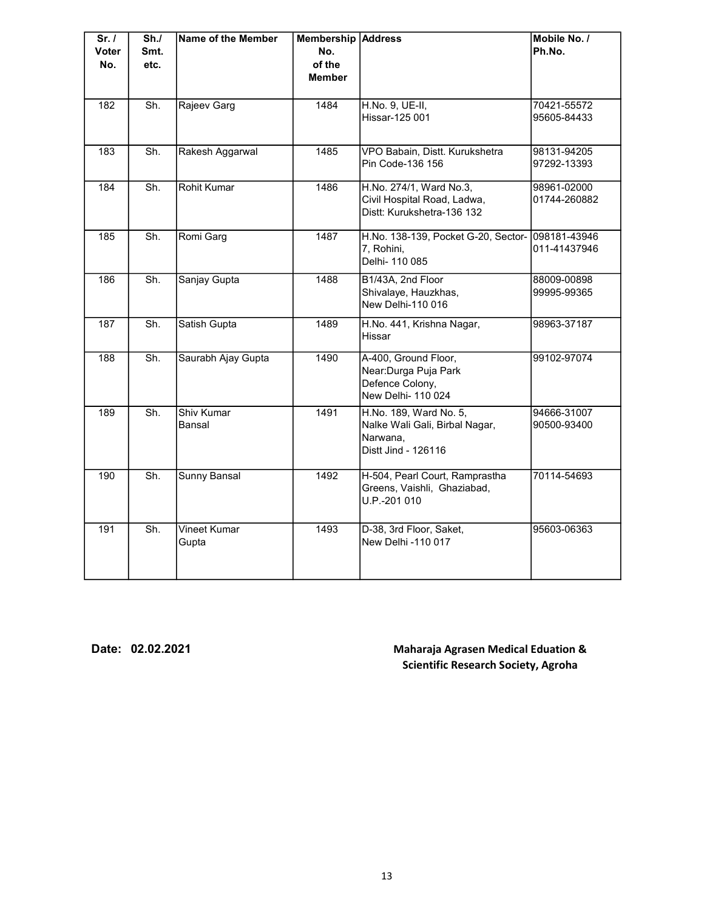| Sr. / Voter No. | Sh./ Smt. etc. | Name of the Member | Membership No. of the Member | Address | Mobile No. / Ph.No. |
|---|---|---|---|---|---|
| 182 | Sh. | Rajeev Garg | 1484 | H.No. 9, UE-II, Hissar-125 001 | 70421-55572 95605-84433 |
| 183 | Sh. | Rakesh Aggarwal | 1485 | VPO Babain, Distt. Kurukshetra Pin Code-136 156 | 98131-94205 97292-13393 |
| 184 | Sh. | Rohit Kumar | 1486 | H.No. 274/1, Ward No.3, Civil Hospital Road, Ladwa, Distt: Kurukshetra-136 132 | 98961-02000 01744-260882 |
| 185 | Sh. | Romi Garg | 1487 | H.No. 138-139, Pocket G-20, Sector-7, Rohini, Delhi- 110 085 | 098181-43946 011-41437946 |
| 186 | Sh. | Sanjay Gupta | 1488 | B1/43A, 2nd Floor Shivalaye, Hauzkhas, New Delhi-110 016 | 88009-00898 99995-99365 |
| 187 | Sh. | Satish Gupta | 1489 | H.No. 441, Krishna Nagar, Hissar | 98963-37187 |
| 188 | Sh. | Saurabh Ajay Gupta | 1490 | A-400, Ground Floor, Near:Durga Puja Park Defence Colony, New Delhi- 110 024 | 99102-97074 |
| 189 | Sh. | Shiv Kumar Bansal | 1491 | H.No. 189, Ward No. 5, Nalke Wali Gali, Birbal Nagar, Narwana, Distt Jind - 126116 | 94666-31007 90500-93400 |
| 190 | Sh. | Sunny Bansal | 1492 | H-504, Pearl Court, Ramprastha Greens, Vaishli, Ghaziabad, U.P.-201 010 | 70114-54693 |
| 191 | Sh. | Vineet Kumar Gupta | 1493 | D-38, 3rd Floor, Saket, New Delhi -110 017 | 95603-06363 |

**Date: 02.02.2021**

**Maharaja Agrasen Medical Eduation & Scientific Research Society, Agroha**